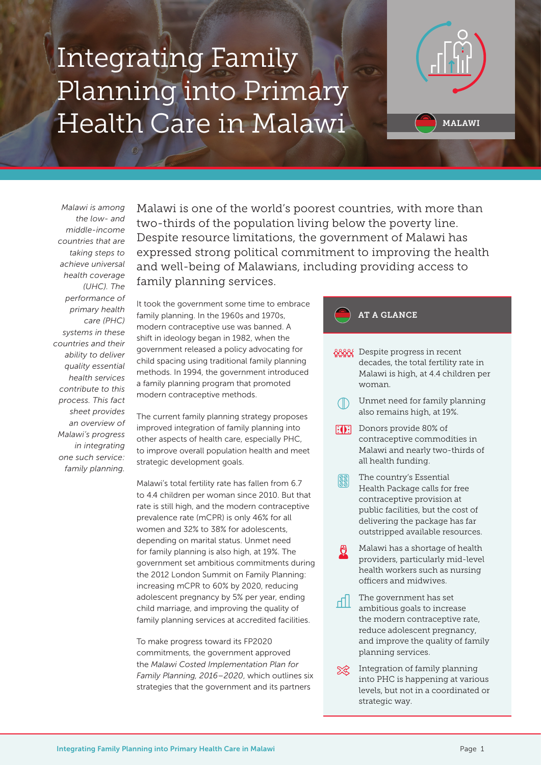# Integrating Family Planning into Primary Health Care in Malawi

MALAWI

*Malawi is among the low- and middle-income countries that are taking steps to achieve universal health coverage (UHC). The performance of primary health care (PHC) systems in these countries and their ability to deliver quality essential health services contribute to this process. This fact sheet provides an overview of Malawi's progress in integrating one such service: family planning.*

Malawi is one of the world's poorest countries, with more than two-thirds of the population living below the poverty line. Despite resource limitations, the government of Malawi has expressed strong political commitment to improving the health and well-being of Malawians, including providing access to family planning services.

It took the government some time to embrace family planning. In the 1960s and 1970s, modern contraceptive use was banned. A shift in ideology began in 1982, when the government released a policy advocating for child spacing using traditional family planning methods. In 1994, the government introduced a family planning program that promoted modern contraceptive methods.

The current family planning strategy proposes improved integration of family planning into other aspects of health care, especially PHC, to improve overall population health and meet strategic development goals.

Malawi's total fertility rate has fallen from 6.7 to 4.4 children per woman since 2010. But that rate is still high, and the modern contraceptive prevalence rate (mCPR) is only 46% for all women and 32% to 38% for adolescents, depending on marital status. Unmet need for family planning is also high, at 19%. The government set ambitious commitments during the 2012 London Summit on Family Planning: increasing mCPR to 60% by 2020, reducing adolescent pregnancy by 5% per year, ending child marriage, and improving the quality of family planning services at accredited facilities.

To make progress toward its FP2020 commitments, the government approved the *Malawi Costed Implementation Plan for Family Planning, 2016–2020*, which outlines six strategies that the government and its partners

## AT A GLANCE

- Despite progress in recent decades, the total fertility rate in Malawi is high, at 4.4 children per woman.
- Unmet need for family planning also remains high, at 19%.
- Donors provide 80% of contraceptive commodities in Malawi and nearly two-thirds of all health funding.
- The country's Essential Health Package calls for free contraceptive provision at public facilities, but the cost of delivering the package has far outstripped available resources.
- Malawi has a shortage of health providers, particularly mid-level health workers such as nursing officers and midwives.
- The government has set ambitious goals to increase the modern contraceptive rate, reduce adolescent pregnancy, and improve the quality of family planning services.
- Integration of family planning into PHC is happening at various levels, but not in a coordinated or strategic way.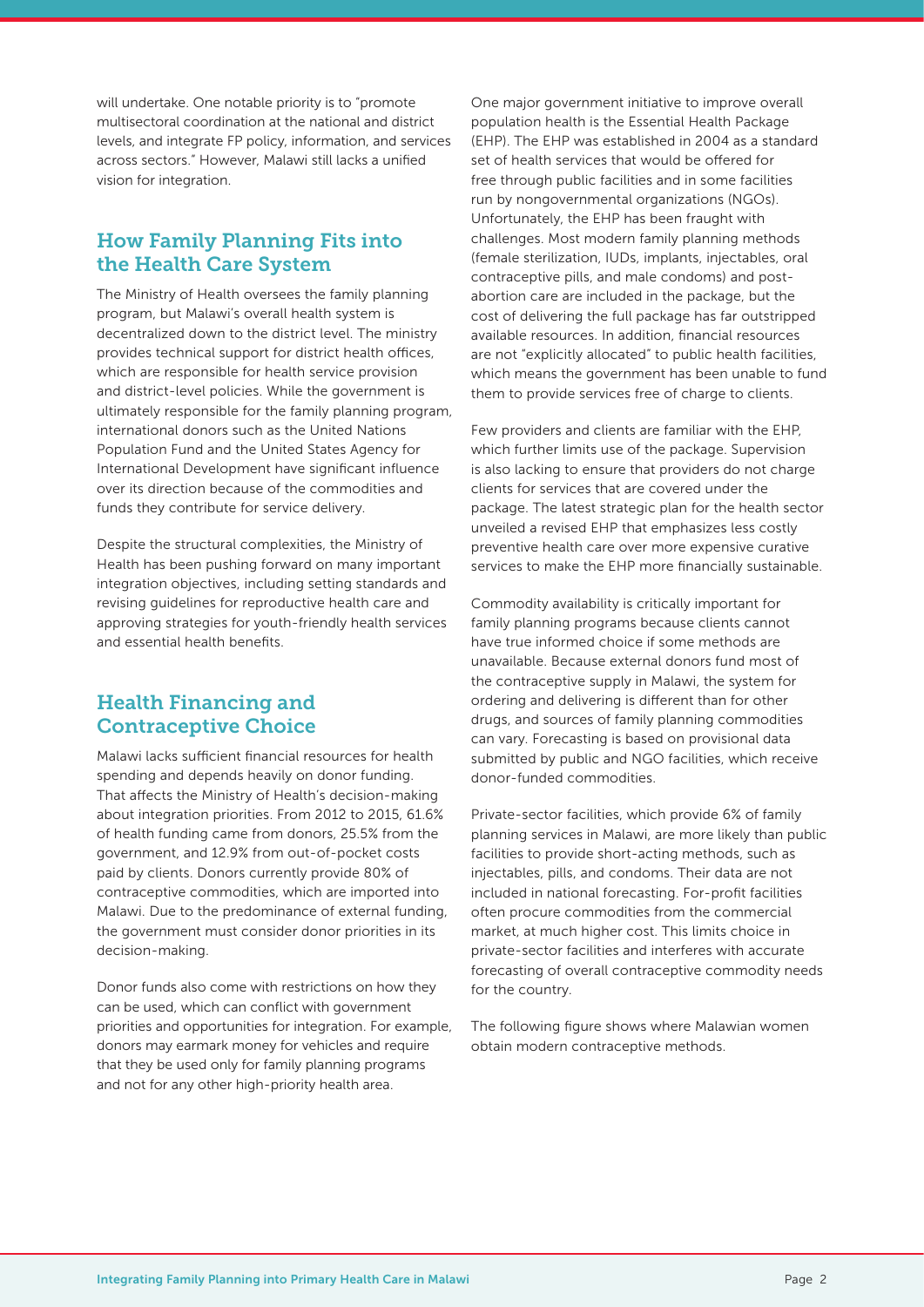will undertake. One notable priority is to "promote multisectoral coordination at the national and district levels, and integrate FP policy, information, and services across sectors." However, Malawi still lacks a unified vision for integration.

## How Family Planning Fits into the Health Care System

The Ministry of Health oversees the family planning program, but Malawi's overall health system is decentralized down to the district level. The ministry provides technical support for district health offices, which are responsible for health service provision and district-level policies. While the government is ultimately responsible for the family planning program, international donors such as the United Nations Population Fund and the United States Agency for International Development have significant influence over its direction because of the commodities and funds they contribute for service delivery.

Despite the structural complexities, the Ministry of Health has been pushing forward on many important integration objectives, including setting standards and revising guidelines for reproductive health care and approving strategies for youth-friendly health services and essential health benefits.

## Health Financing and Contraceptive Choice

Malawi lacks sufficient financial resources for health spending and depends heavily on donor funding. That affects the Ministry of Health's decision-making about integration priorities. From 2012 to 2015, 61.6% of health funding came from donors, 25.5% from the government, and 12.9% from out-of-pocket costs paid by clients. Donors currently provide 80% of contraceptive commodities, which are imported into Malawi. Due to the predominance of external funding, the government must consider donor priorities in its decision-making.

Donor funds also come with restrictions on how they can be used, which can conflict with government priorities and opportunities for integration. For example, donors may earmark money for vehicles and require that they be used only for family planning programs and not for any other high-priority health area.

One major government initiative to improve overall population health is the Essential Health Package (EHP). The EHP was established in 2004 as a standard set of health services that would be offered for free through public facilities and in some facilities run by nongovernmental organizations (NGOs). Unfortunately, the EHP has been fraught with challenges. Most modern family planning methods (female sterilization, IUDs, implants, injectables, oral contraceptive pills, and male condoms) and post-abortion care are included in the package, but the cost of delivering the full package has far outstripped available resources. In addition, financial resources are not "explicitly allocated" to public health facilities, which means the government has been unable to fund them to provide services free of charge to clients.

Few providers and clients are familiar with the EHP, which further limits use of the package. Supervision is also lacking to ensure that providers do not charge clients for services that are covered under the package. The latest strategic plan for the health sector unveiled a revised EHP that emphasizes less costly preventive health care over more expensive curative services to make the EHP more financially sustainable.

Commodity availability is critically important for family planning programs because clients cannot have true informed choice if some methods are unavailable. Because external donors fund most of the contraceptive supply in Malawi, the system for ordering and delivering is different than for other drugs, and sources of family planning commodities can vary. Forecasting is based on provisional data submitted by public and NGO facilities, which receive donor-funded commodities.

Private-sector facilities, which provide 6% of family planning services in Malawi, are more likely than public facilities to provide short-acting methods, such as injectables, pills, and condoms. Their data are not included in national forecasting. For-profit facilities often procure commodities from the commercial market, at much higher cost. This limits choice in private-sector facilities and interferes with accurate forecasting of overall contraceptive commodity needs for the country.

The following figure shows where Malawian women obtain modern contraceptive methods.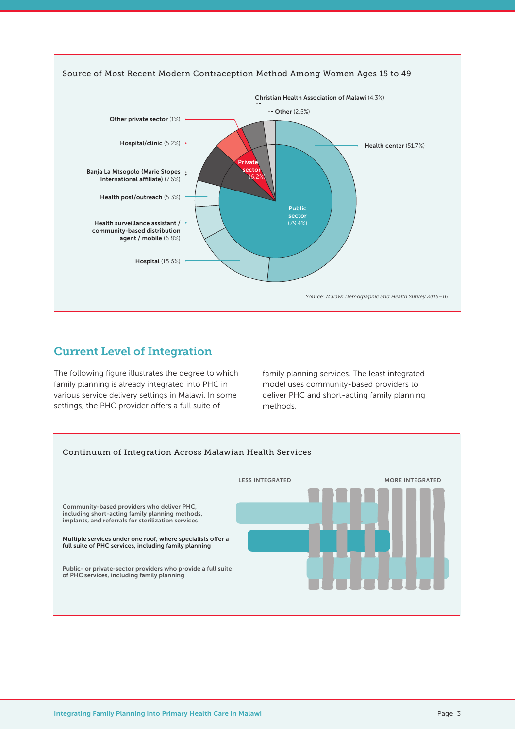Source of Most Recent Modern Contraception Method Among Women Ages 15 to 49

**Christian Health Association of Malawi** (4.3%)

**Other** (2.5%)

**Other private sector** (1%)

**Hospital/clinic** (5.2%)

**Banja La Mtsogolo (Marie Stopes International affiliate)** (7.6%)

**Health post/outreach** (5.3%)

**Health surveillance assistant / community-based distribution agent / mobile** (6.8%)

**Hospital** (15.6%)

**Health center** (51.7%)

**Private sector** (6.2%)

**Public sector** (79.4%)

*Source: Malawi Demographic and Health Survey 2015–16*

## Current Level of Integration

The following figure illustrates the degree to which family planning is already integrated into PHC in various service delivery settings in Malawi. In some settings, the PHC provider offers a full suite of family planning services. The least integrated model uses community-based providers to deliver PHC and short-acting family planning methods.

Continuum of Integration Across Malawian Health Services

LESS INTEGRATED — MORE INTEGRATED

Community-based providers who deliver PHC, including short-acting family planning methods, implants, and referrals for sterilization services

**Multiple services under one roof, where specialists offer a full suite of PHC services, including family planning**

Public- or private-sector providers who provide a full suite of PHC services, including family planning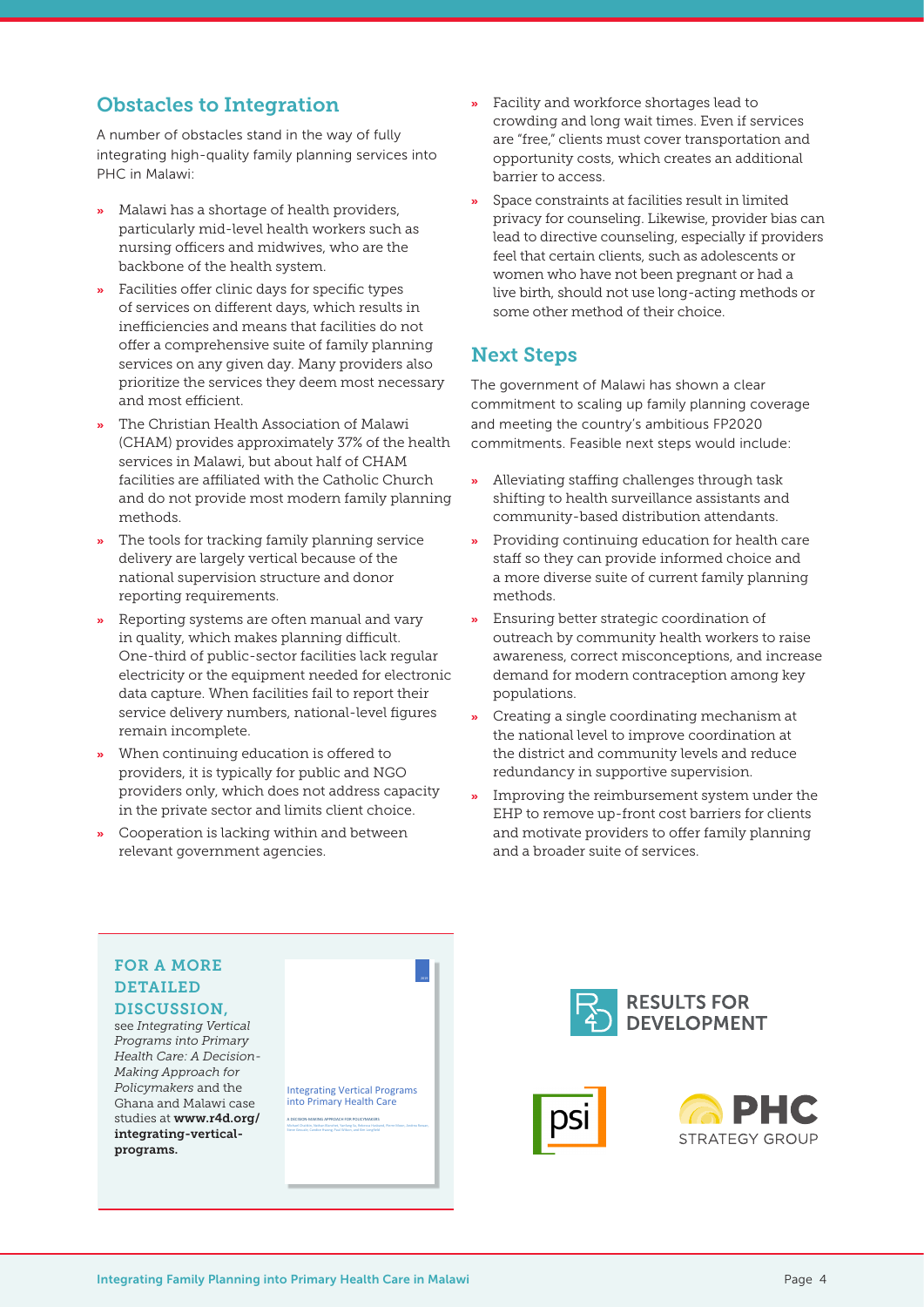## Obstacles to Integration

A number of obstacles stand in the way of fully integrating high-quality family planning services into PHC in Malawi:

- Malawi has a shortage of health providers, particularly mid-level health workers such as nursing officers and midwives, who are the backbone of the health system.
- Facilities offer clinic days for specific types of services on different days, which results in inefficiencies and means that facilities do not offer a comprehensive suite of family planning services on any given day. Many providers also prioritize the services they deem most necessary and most efficient.
- The Christian Health Association of Malawi (CHAM) provides approximately 37% of the health services in Malawi, but about half of CHAM facilities are affiliated with the Catholic Church and do not provide most modern family planning methods.
- The tools for tracking family planning service delivery are largely vertical because of the national supervision structure and donor reporting requirements.
- Reporting systems are often manual and vary in quality, which makes planning difficult. One-third of public-sector facilities lack regular electricity or the equipment needed for electronic data capture. When facilities fail to report their service delivery numbers, national-level figures remain incomplete.
- When continuing education is offered to providers, it is typically for public and NGO providers only, which does not address capacity in the private sector and limits client choice.
- Cooperation is lacking within and between relevant government agencies.
- Facility and workforce shortages lead to crowding and long wait times. Even if services are "free," clients must cover transportation and opportunity costs, which creates an additional barrier to access.
- Space constraints at facilities result in limited privacy for counseling. Likewise, provider bias can lead to directive counseling, especially if providers feel that certain clients, such as adolescents or women who have not been pregnant or had a live birth, should not use long-acting methods or some other method of their choice.

## Next Steps

The government of Malawi has shown a clear commitment to scaling up family planning coverage and meeting the country's ambitious FP2020 commitments. Feasible next steps would include:

- Alleviating staffing challenges through task shifting to health surveillance assistants and community-based distribution attendants.
- Providing continuing education for health care staff so they can provide informed choice and a more diverse suite of current family planning methods.
- Ensuring better strategic coordination of outreach by community health workers to raise awareness, correct misconceptions, and increase demand for modern contraception among key populations.
- Creating a single coordinating mechanism at the national level to improve coordination at the district and community levels and reduce redundancy in supportive supervision.
- Improving the reimbursement system under the EHP to remove up-front cost barriers for clients and motivate providers to offer family planning and a broader suite of services.

**FOR A MORE DETAILED DISCUSSION,** see *Integrating Vertical Programs into Primary Health Care: A Decision-Making Approach for Policymakers* and the Ghana and Malawi case studies at **www.r4d.org/integrating-vertical-programs.**

Integrating Vertical Programs into Primary Health Care

RESULTS FOR DEVELOPMENT

psi

PHC STRATEGY GROUP